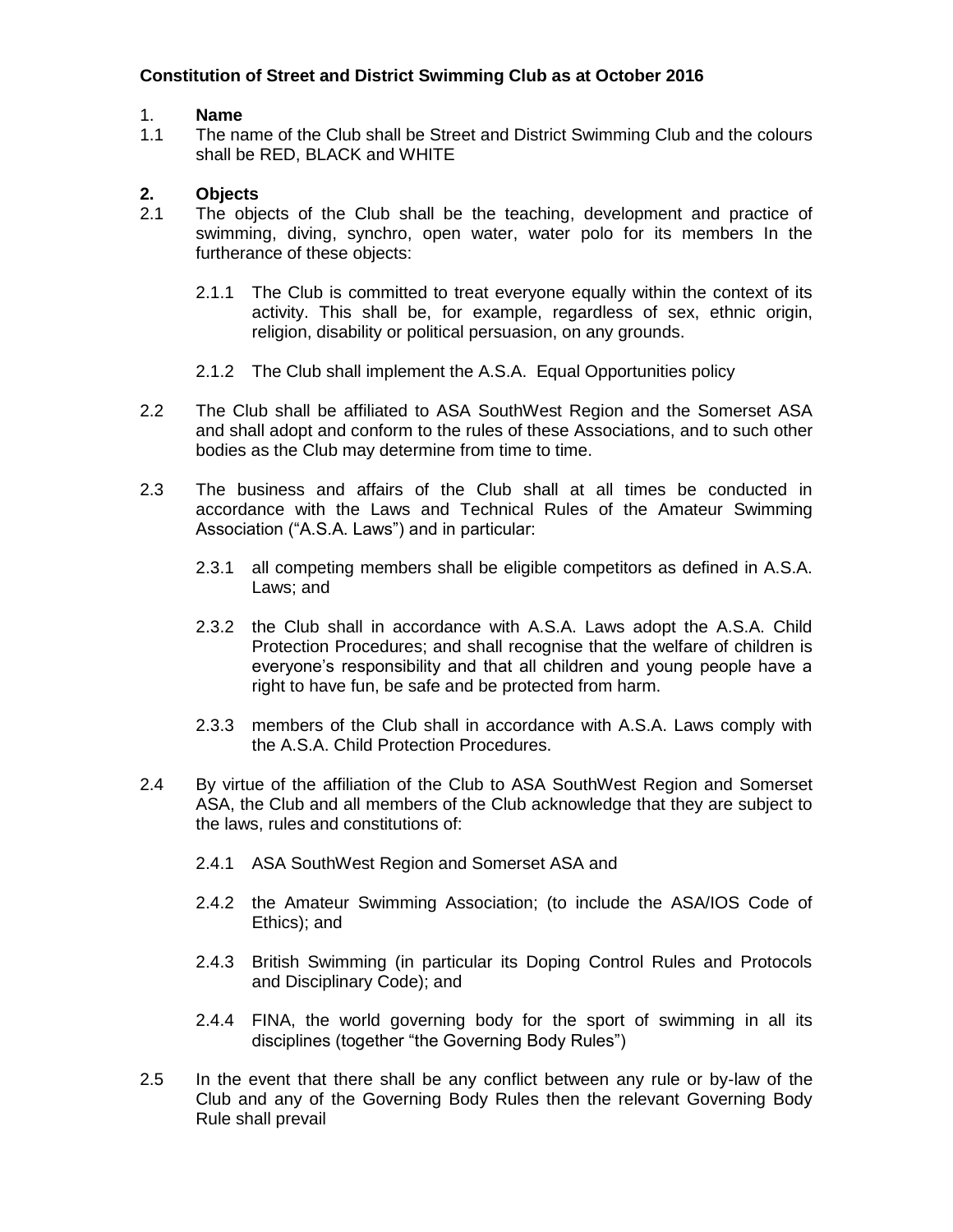**Constitution of Street and District Swimming Club as at October 2016**

1. **Name**

1.1 The name of the Club shall be Street and District Swimming Club and the colours shall be RED, BLACK and WHITE

**2. Objects**

2.1 The objects of the Club shall be the teaching, development and practice of swimming, diving, synchro, open water, water polo for its members In the furtherance of these objects:

2.1.1 The Club is committed to treat everyone equally within the context of its activity. This shall be, for example, regardless of sex, ethnic origin, religion, disability or political persuasion, on any grounds.

2.1.2 The Club shall implement the A.S.A. Equal Opportunities policy

2.2 The Club shall be affiliated to ASA SouthWest Region and the Somerset ASA and shall adopt and conform to the rules of these Associations, and to such other bodies as the Club may determine from time to time.

2.3 The business and affairs of the Club shall at all times be conducted in accordance with the Laws and Technical Rules of the Amateur Swimming Association ("A.S.A. Laws") and in particular:

2.3.1 all competing members shall be eligible competitors as defined in A.S.A. Laws; and

2.3.2 the Club shall in accordance with A.S.A. Laws adopt the A.S.A. Child Protection Procedures; and shall recognise that the welfare of children is everyone's responsibility and that all children and young people have a right to have fun, be safe and be protected from harm.

2.3.3 members of the Club shall in accordance with A.S.A. Laws comply with the A.S.A. Child Protection Procedures.

2.4 By virtue of the affiliation of the Club to ASA SouthWest Region and Somerset ASA, the Club and all members of the Club acknowledge that they are subject to the laws, rules and constitutions of:

2.4.1 ASA SouthWest Region and Somerset ASA and

2.4.2 the Amateur Swimming Association; (to include the ASA/IOS Code of Ethics); and

2.4.3 British Swimming (in particular its Doping Control Rules and Protocols and Disciplinary Code); and

2.4.4 FINA, the world governing body for the sport of swimming in all its disciplines (together "the Governing Body Rules")

2.5 In the event that there shall be any conflict between any rule or by-law of the Club and any of the Governing Body Rules then the relevant Governing Body Rule shall prevail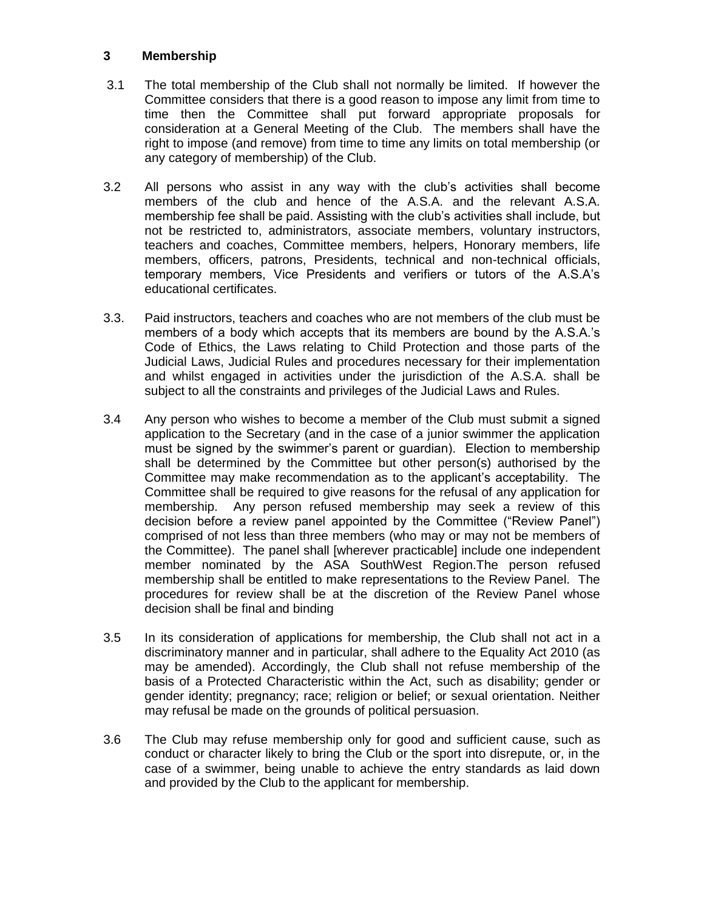## 3 Membership

3.1 The total membership of the Club shall not normally be limited. If however the Committee considers that there is a good reason to impose any limit from time to time then the Committee shall put forward appropriate proposals for consideration at a General Meeting of the Club. The members shall have the right to impose (and remove) from time to time any limits on total membership (or any category of membership) of the Club.

3.2 All persons who assist in any way with the club's activities shall become members of the club and hence of the A.S.A. and the relevant A.S.A. membership fee shall be paid. Assisting with the club's activities shall include, but not be restricted to, administrators, associate members, voluntary instructors, teachers and coaches, Committee members, helpers, Honorary members, life members, officers, patrons, Presidents, technical and non-technical officials, temporary members, Vice Presidents and verifiers or tutors of the A.S.A's educational certificates.

3.3. Paid instructors, teachers and coaches who are not members of the club must be members of a body which accepts that its members are bound by the A.S.A.'s Code of Ethics, the Laws relating to Child Protection and those parts of the Judicial Laws, Judicial Rules and procedures necessary for their implementation and whilst engaged in activities under the jurisdiction of the A.S.A. shall be subject to all the constraints and privileges of the Judicial Laws and Rules.

3.4 Any person who wishes to become a member of the Club must submit a signed application to the Secretary (and in the case of a junior swimmer the application must be signed by the swimmer's parent or guardian). Election to membership shall be determined by the Committee but other person(s) authorised by the Committee may make recommendation as to the applicant's acceptability. The Committee shall be required to give reasons for the refusal of any application for membership. Any person refused membership may seek a review of this decision before a review panel appointed by the Committee ("Review Panel") comprised of not less than three members (who may or may not be members of the Committee). The panel shall [wherever practicable] include one independent member nominated by the ASA SouthWest Region.The person refused membership shall be entitled to make representations to the Review Panel. The procedures for review shall be at the discretion of the Review Panel whose decision shall be final and binding

3.5 In its consideration of applications for membership, the Club shall not act in a discriminatory manner and in particular, shall adhere to the Equality Act 2010 (as may be amended). Accordingly, the Club shall not refuse membership of the basis of a Protected Characteristic within the Act, such as disability; gender or gender identity; pregnancy; race; religion or belief; or sexual orientation. Neither may refusal be made on the grounds of political persuasion.

3.6 The Club may refuse membership only for good and sufficient cause, such as conduct or character likely to bring the Club or the sport into disrepute, or, in the case of a swimmer, being unable to achieve the entry standards as laid down and provided by the Club to the applicant for membership.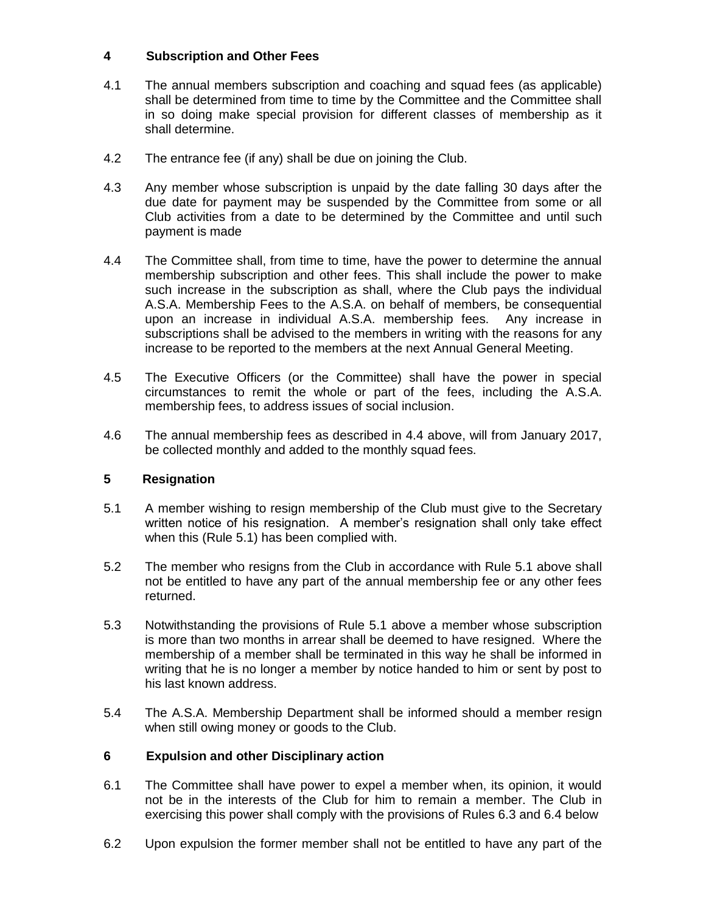## 4 Subscription and Other Fees

4.1 The annual members subscription and coaching and squad fees (as applicable) shall be determined from time to time by the Committee and the Committee shall in so doing make special provision for different classes of membership as it shall determine.

4.2 The entrance fee (if any) shall be due on joining the Club.

4.3 Any member whose subscription is unpaid by the date falling 30 days after the due date for payment may be suspended by the Committee from some or all Club activities from a date to be determined by the Committee and until such payment is made

4.4 The Committee shall, from time to time, have the power to determine the annual membership subscription and other fees. This shall include the power to make such increase in the subscription as shall, where the Club pays the individual A.S.A. Membership Fees to the A.S.A. on behalf of members, be consequential upon an increase in individual A.S.A. membership fees. Any increase in subscriptions shall be advised to the members in writing with the reasons for any increase to be reported to the members at the next Annual General Meeting.

4.5 The Executive Officers (or the Committee) shall have the power in special circumstances to remit the whole or part of the fees, including the A.S.A. membership fees, to address issues of social inclusion.

4.6 The annual membership fees as described in 4.4 above, will from January 2017, be collected monthly and added to the monthly squad fees.

## 5 Resignation

5.1 A member wishing to resign membership of the Club must give to the Secretary written notice of his resignation. A member's resignation shall only take effect when this (Rule 5.1) has been complied with.

5.2 The member who resigns from the Club in accordance with Rule 5.1 above shall not be entitled to have any part of the annual membership fee or any other fees returned.

5.3 Notwithstanding the provisions of Rule 5.1 above a member whose subscription is more than two months in arrear shall be deemed to have resigned. Where the membership of a member shall be terminated in this way he shall be informed in writing that he is no longer a member by notice handed to him or sent by post to his last known address.

5.4 The A.S.A. Membership Department shall be informed should a member resign when still owing money or goods to the Club.

## 6 Expulsion and other Disciplinary action

6.1 The Committee shall have power to expel a member when, its opinion, it would not be in the interests of the Club for him to remain a member. The Club in exercising this power shall comply with the provisions of Rules 6.3 and 6.4 below

6.2 Upon expulsion the former member shall not be entitled to have any part of the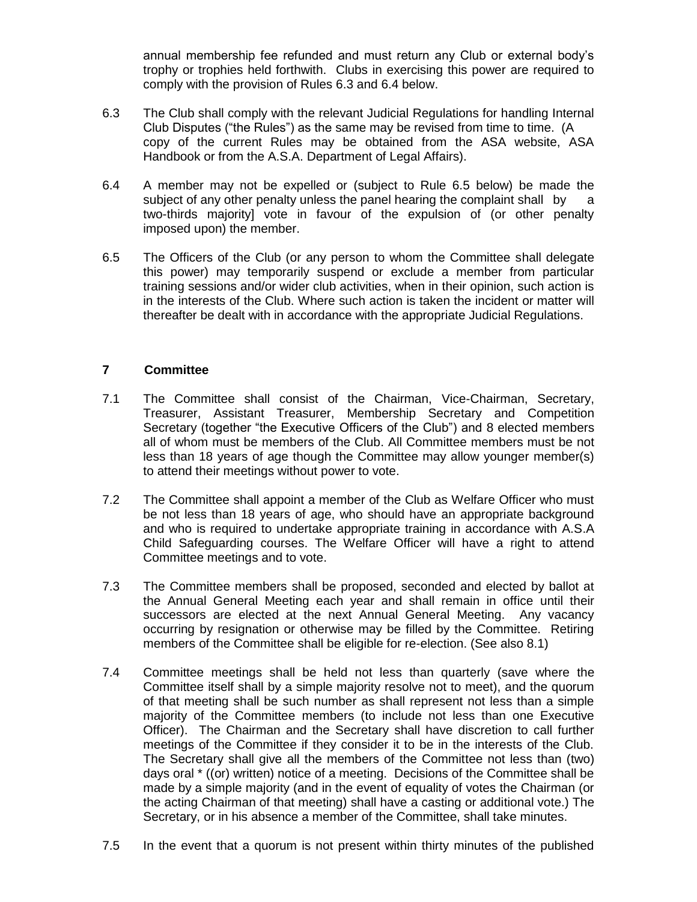annual membership fee refunded and must return any Club or external body's trophy or trophies held forthwith. Clubs in exercising this power are required to comply with the provision of Rules 6.3 and 6.4 below.

6.3 The Club shall comply with the relevant Judicial Regulations for handling Internal Club Disputes ("the Rules") as the same may be revised from time to time. (A copy of the current Rules may be obtained from the ASA website, ASA Handbook or from the A.S.A. Department of Legal Affairs).

6.4 A member may not be expelled or (subject to Rule 6.5 below) be made the subject of any other penalty unless the panel hearing the complaint shall by a two-thirds majority] vote in favour of the expulsion of (or other penalty imposed upon) the member.

6.5 The Officers of the Club (or any person to whom the Committee shall delegate this power) may temporarily suspend or exclude a member from particular training sessions and/or wider club activities, when in their opinion, such action is in the interests of the Club. Where such action is taken the incident or matter will thereafter be dealt with in accordance with the appropriate Judicial Regulations.

## 7 Committee

7.1 The Committee shall consist of the Chairman, Vice-Chairman, Secretary, Treasurer, Assistant Treasurer, Membership Secretary and Competition Secretary (together "the Executive Officers of the Club") and 8 elected members all of whom must be members of the Club. All Committee members must be not less than 18 years of age though the Committee may allow younger member(s) to attend their meetings without power to vote.

7.2 The Committee shall appoint a member of the Club as Welfare Officer who must be not less than 18 years of age, who should have an appropriate background and who is required to undertake appropriate training in accordance with A.S.A Child Safeguarding courses. The Welfare Officer will have a right to attend Committee meetings and to vote.

7.3 The Committee members shall be proposed, seconded and elected by ballot at the Annual General Meeting each year and shall remain in office until their successors are elected at the next Annual General Meeting. Any vacancy occurring by resignation or otherwise may be filled by the Committee. Retiring members of the Committee shall be eligible for re-election. (See also 8.1)

7.4 Committee meetings shall be held not less than quarterly (save where the Committee itself shall by a simple majority resolve not to meet), and the quorum of that meeting shall be such number as shall represent not less than a simple majority of the Committee members (to include not less than one Executive Officer). The Chairman and the Secretary shall have discretion to call further meetings of the Committee if they consider it to be in the interests of the Club. The Secretary shall give all the members of the Committee not less than (two) days oral * ((or) written) notice of a meeting. Decisions of the Committee shall be made by a simple majority (and in the event of equality of votes the Chairman (or the acting Chairman of that meeting) shall have a casting or additional vote.) The Secretary, or in his absence a member of the Committee, shall take minutes.

7.5 In the event that a quorum is not present within thirty minutes of the published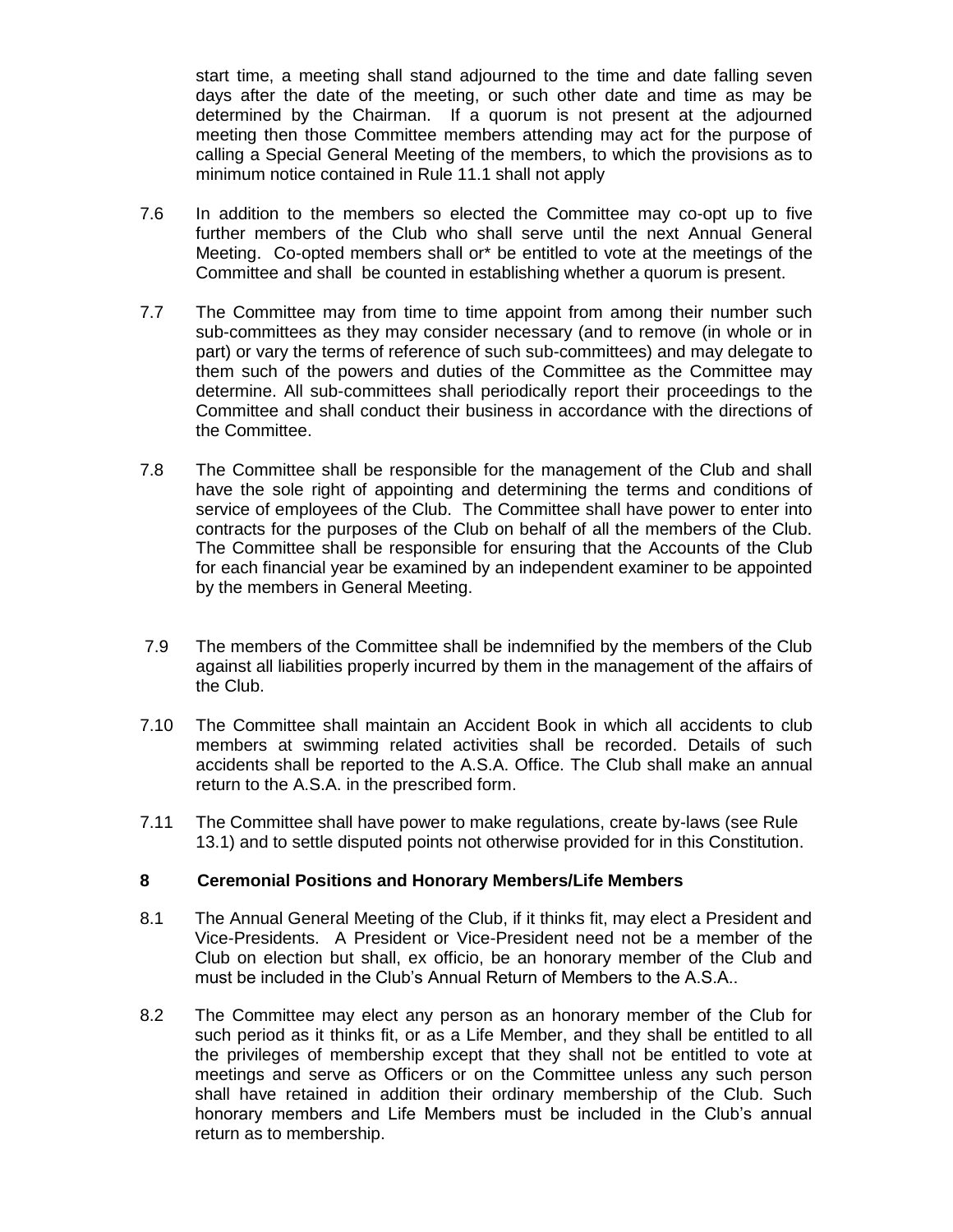start time, a meeting shall stand adjourned to the time and date falling seven days after the date of the meeting, or such other date and time as may be determined by the Chairman. If a quorum is not present at the adjourned meeting then those Committee members attending may act for the purpose of calling a Special General Meeting of the members, to which the provisions as to minimum notice contained in Rule 11.1 shall not apply

7.6 In addition to the members so elected the Committee may co-opt up to five further members of the Club who shall serve until the next Annual General Meeting. Co-opted members shall or* be entitled to vote at the meetings of the Committee and shall be counted in establishing whether a quorum is present.

7.7 The Committee may from time to time appoint from among their number such sub-committees as they may consider necessary (and to remove (in whole or in part) or vary the terms of reference of such sub-committees) and may delegate to them such of the powers and duties of the Committee as the Committee may determine. All sub-committees shall periodically report their proceedings to the Committee and shall conduct their business in accordance with the directions of the Committee.

7.8 The Committee shall be responsible for the management of the Club and shall have the sole right of appointing and determining the terms and conditions of service of employees of the Club. The Committee shall have power to enter into contracts for the purposes of the Club on behalf of all the members of the Club. The Committee shall be responsible for ensuring that the Accounts of the Club for each financial year be examined by an independent examiner to be appointed by the members in General Meeting.

7.9 The members of the Committee shall be indemnified by the members of the Club against all liabilities properly incurred by them in the management of the affairs of the Club.

7.10 The Committee shall maintain an Accident Book in which all accidents to club members at swimming related activities shall be recorded. Details of such accidents shall be reported to the A.S.A. Office. The Club shall make an annual return to the A.S.A. in the prescribed form.

7.11 The Committee shall have power to make regulations, create by-laws (see Rule 13.1) and to settle disputed points not otherwise provided for in this Constitution.

## 8 Ceremonial Positions and Honorary Members/Life Members

8.1 The Annual General Meeting of the Club, if it thinks fit, may elect a President and Vice-Presidents. A President or Vice-President need not be a member of the Club on election but shall, ex officio, be an honorary member of the Club and must be included in the Club's Annual Return of Members to the A.S.A..

8.2 The Committee may elect any person as an honorary member of the Club for such period as it thinks fit, or as a Life Member, and they shall be entitled to all the privileges of membership except that they shall not be entitled to vote at meetings and serve as Officers or on the Committee unless any such person shall have retained in addition their ordinary membership of the Club. Such honorary members and Life Members must be included in the Club's annual return as to membership.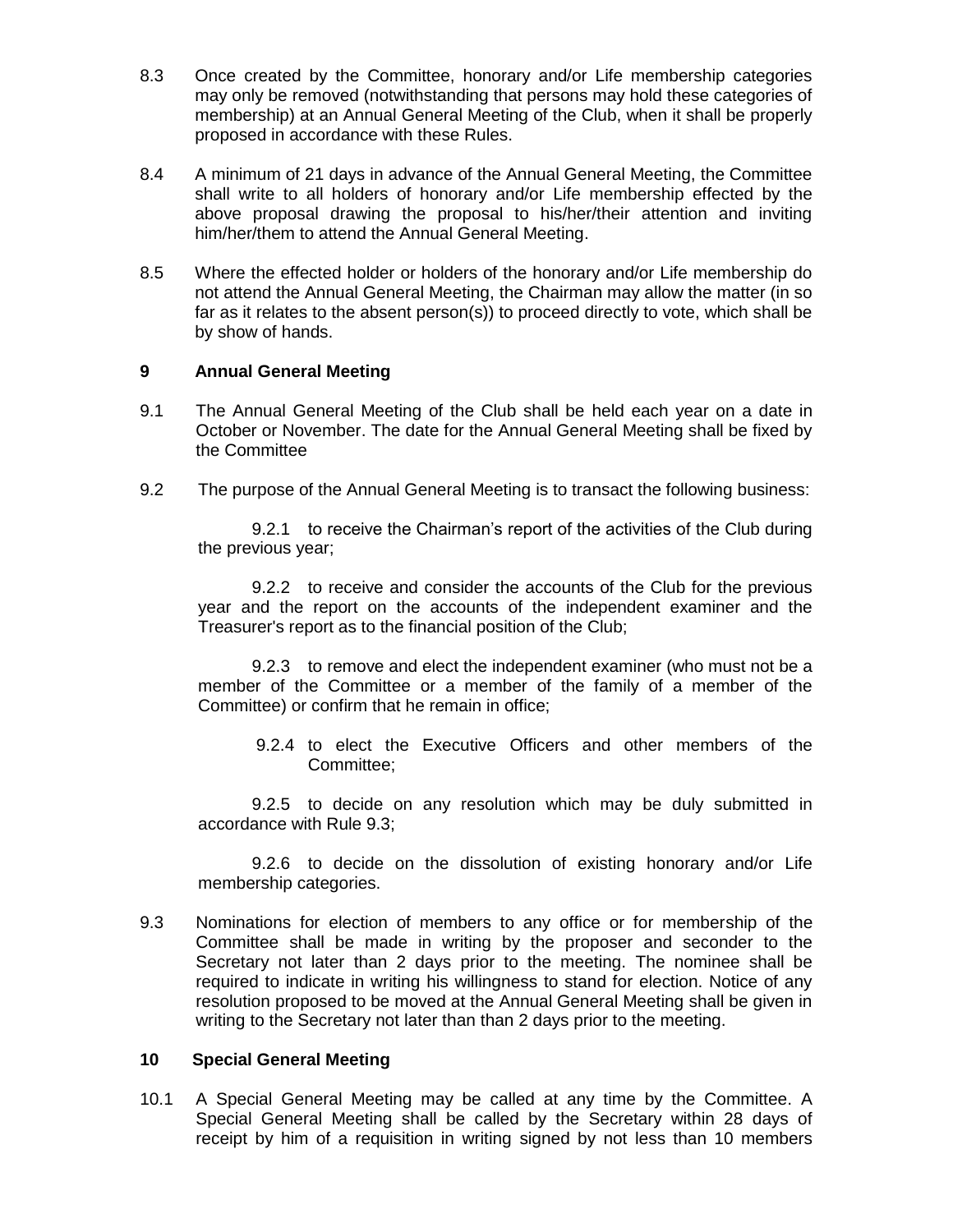8.3 Once created by the Committee, honorary and/or Life membership categories may only be removed (notwithstanding that persons may hold these categories of membership) at an Annual General Meeting of the Club, when it shall be properly proposed in accordance with these Rules.

8.4 A minimum of 21 days in advance of the Annual General Meeting, the Committee shall write to all holders of honorary and/or Life membership effected by the above proposal drawing the proposal to his/her/their attention and inviting him/her/them to attend the Annual General Meeting.

8.5 Where the effected holder or holders of the honorary and/or Life membership do not attend the Annual General Meeting, the Chairman may allow the matter (in so far as it relates to the absent person(s)) to proceed directly to vote, which shall be by show of hands.

## 9 Annual General Meeting

9.1 The Annual General Meeting of the Club shall be held each year on a date in October or November. The date for the Annual General Meeting shall be fixed by the Committee

9.2 The purpose of the Annual General Meeting is to transact the following business:

9.2.1 to receive the Chairman's report of the activities of the Club during the previous year;

9.2.2 to receive and consider the accounts of the Club for the previous year and the report on the accounts of the independent examiner and the Treasurer's report as to the financial position of the Club;

9.2.3 to remove and elect the independent examiner (who must not be a member of the Committee or a member of the family of a member of the Committee) or confirm that he remain in office;

9.2.4 to elect the Executive Officers and other members of the Committee;

9.2.5 to decide on any resolution which may be duly submitted in accordance with Rule 9.3;

9.2.6 to decide on the dissolution of existing honorary and/or Life membership categories.

9.3 Nominations for election of members to any office or for membership of the Committee shall be made in writing by the proposer and seconder to the Secretary not later than 2 days prior to the meeting. The nominee shall be required to indicate in writing his willingness to stand for election. Notice of any resolution proposed to be moved at the Annual General Meeting shall be given in writing to the Secretary not later than than 2 days prior to the meeting.

## 10 Special General Meeting

10.1 A Special General Meeting may be called at any time by the Committee. A Special General Meeting shall be called by the Secretary within 28 days of receipt by him of a requisition in writing signed by not less than 10 members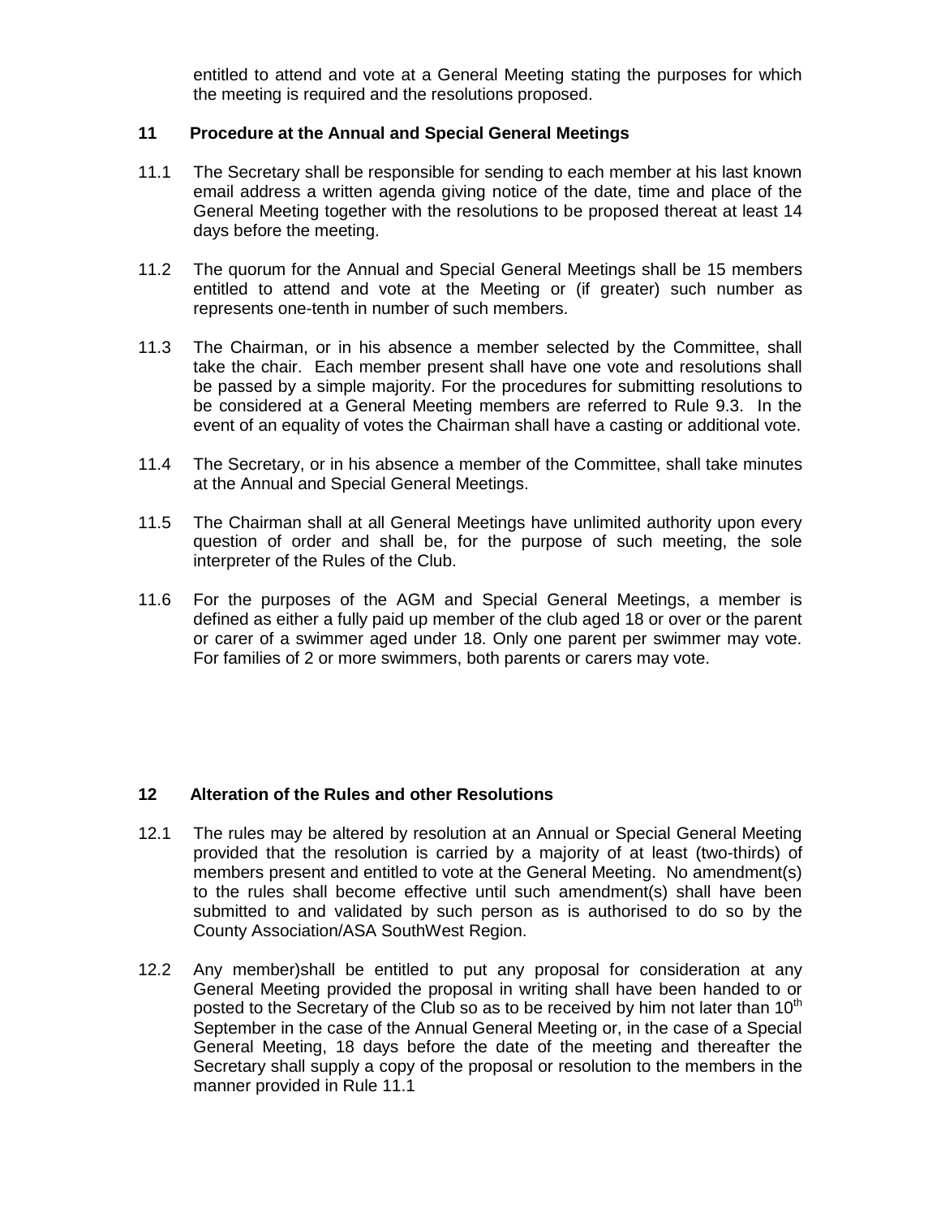entitled to attend and vote at a General Meeting stating the purposes for which the meeting is required and the resolutions proposed.

## 11 Procedure at the Annual and Special General Meetings

11.1 The Secretary shall be responsible for sending to each member at his last known email address a written agenda giving notice of the date, time and place of the General Meeting together with the resolutions to be proposed thereat at least 14 days before the meeting.

11.2 The quorum for the Annual and Special General Meetings shall be 15 members entitled to attend and vote at the Meeting or (if greater) such number as represents one-tenth in number of such members.

11.3 The Chairman, or in his absence a member selected by the Committee, shall take the chair. Each member present shall have one vote and resolutions shall be passed by a simple majority. For the procedures for submitting resolutions to be considered at a General Meeting members are referred to Rule 9.3. In the event of an equality of votes the Chairman shall have a casting or additional vote.

11.4 The Secretary, or in his absence a member of the Committee, shall take minutes at the Annual and Special General Meetings.

11.5 The Chairman shall at all General Meetings have unlimited authority upon every question of order and shall be, for the purpose of such meeting, the sole interpreter of the Rules of the Club.

11.6 For the purposes of the AGM and Special General Meetings, a member is defined as either a fully paid up member of the club aged 18 or over or the parent or carer of a swimmer aged under 18. Only one parent per swimmer may vote. For families of 2 or more swimmers, both parents or carers may vote.

## 12 Alteration of the Rules and other Resolutions

12.1 The rules may be altered by resolution at an Annual or Special General Meeting provided that the resolution is carried by a majority of at least (two-thirds) of members present and entitled to vote at the General Meeting. No amendment(s) to the rules shall become effective until such amendment(s) shall have been submitted to and validated by such person as is authorised to do so by the County Association/ASA SouthWest Region.

12.2 Any member)shall be entitled to put any proposal for consideration at any General Meeting provided the proposal in writing shall have been handed to or posted to the Secretary of the Club so as to be received by him not later than 10th September in the case of the Annual General Meeting or, in the case of a Special General Meeting, 18 days before the date of the meeting and thereafter the Secretary shall supply a copy of the proposal or resolution to the members in the manner provided in Rule 11.1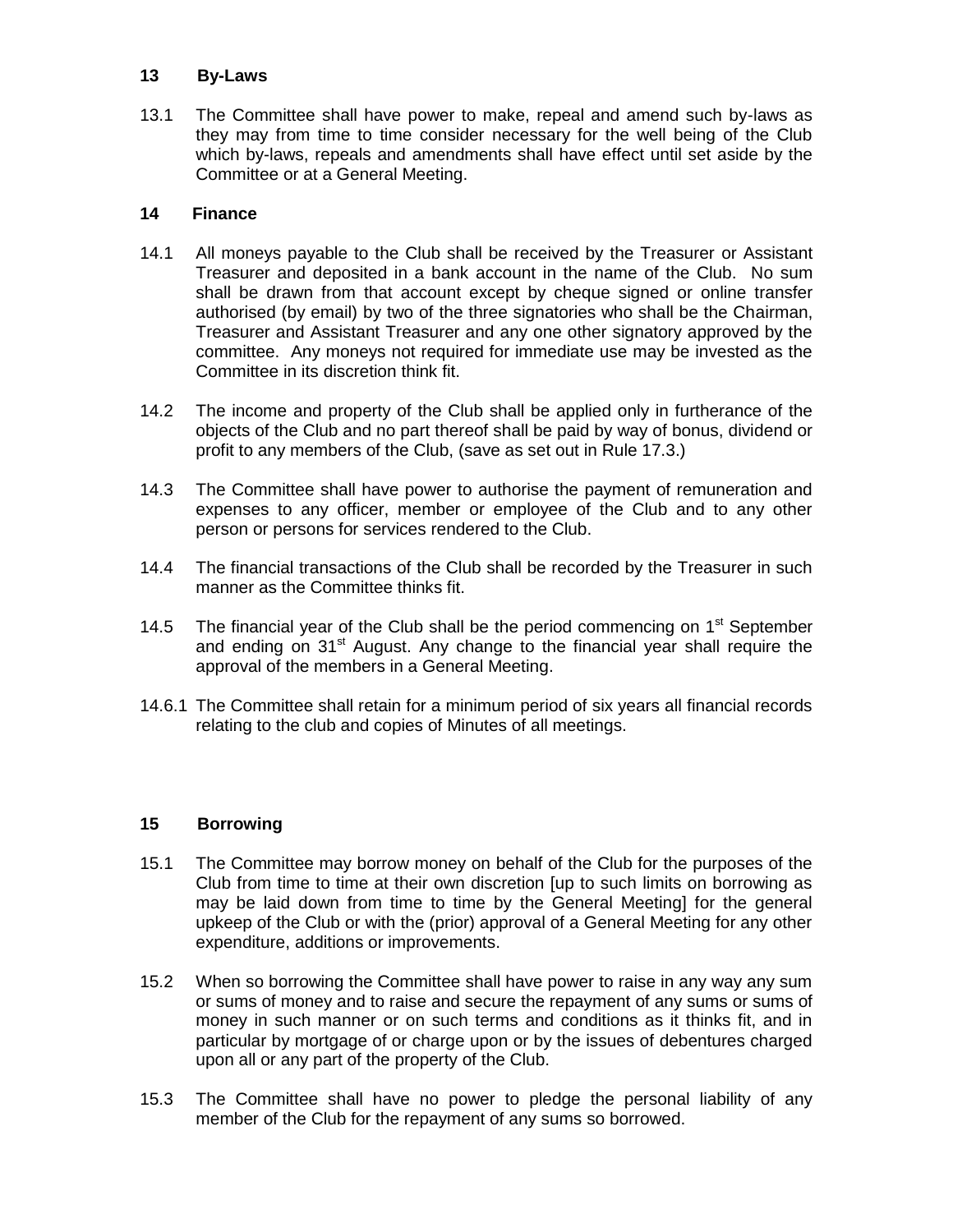## 13 By-Laws

13.1 The Committee shall have power to make, repeal and amend such by-laws as they may from time to time consider necessary for the well being of the Club which by-laws, repeals and amendments shall have effect until set aside by the Committee or at a General Meeting.

## 14 Finance

14.1 All moneys payable to the Club shall be received by the Treasurer or Assistant Treasurer and deposited in a bank account in the name of the Club. No sum shall be drawn from that account except by cheque signed or online transfer authorised (by email) by two of the three signatories who shall be the Chairman, Treasurer and Assistant Treasurer and any one other signatory approved by the committee. Any moneys not required for immediate use may be invested as the Committee in its discretion think fit.

14.2 The income and property of the Club shall be applied only in furtherance of the objects of the Club and no part thereof shall be paid by way of bonus, dividend or profit to any members of the Club, (save as set out in Rule 17.3.)

14.3 The Committee shall have power to authorise the payment of remuneration and expenses to any officer, member or employee of the Club and to any other person or persons for services rendered to the Club.

14.4 The financial transactions of the Club shall be recorded by the Treasurer in such manner as the Committee thinks fit.

14.5 The financial year of the Club shall be the period commencing on 1st September and ending on 31st August. Any change to the financial year shall require the approval of the members in a General Meeting.

14.6.1 The Committee shall retain for a minimum period of six years all financial records relating to the club and copies of Minutes of all meetings.

## 15 Borrowing

15.1 The Committee may borrow money on behalf of the Club for the purposes of the Club from time to time at their own discretion [up to such limits on borrowing as may be laid down from time to time by the General Meeting] for the general upkeep of the Club or with the (prior) approval of a General Meeting for any other expenditure, additions or improvements.

15.2 When so borrowing the Committee shall have power to raise in any way any sum or sums of money and to raise and secure the repayment of any sums or sums of money in such manner or on such terms and conditions as it thinks fit, and in particular by mortgage of or charge upon or by the issues of debentures charged upon all or any part of the property of the Club.

15.3 The Committee shall have no power to pledge the personal liability of any member of the Club for the repayment of any sums so borrowed.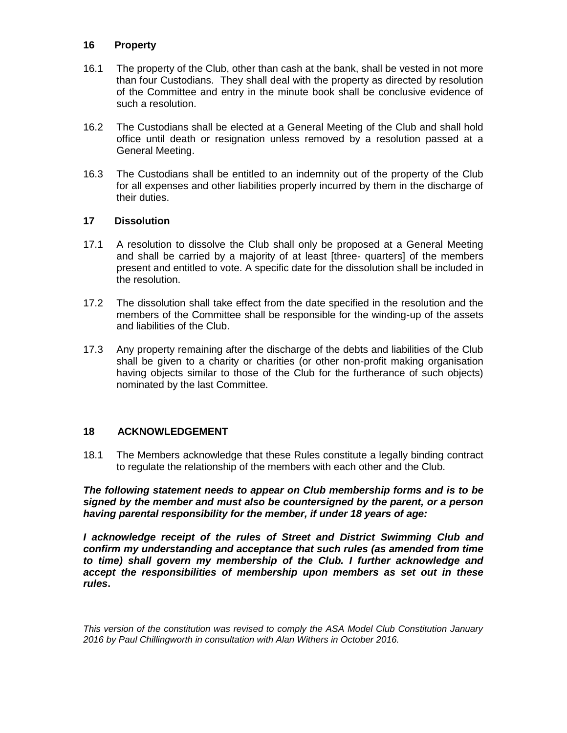## 16 Property

16.1 The property of the Club, other than cash at the bank, shall be vested in not more than four Custodians. They shall deal with the property as directed by resolution of the Committee and entry in the minute book shall be conclusive evidence of such a resolution.

16.2 The Custodians shall be elected at a General Meeting of the Club and shall hold office until death or resignation unless removed by a resolution passed at a General Meeting.

16.3 The Custodians shall be entitled to an indemnity out of the property of the Club for all expenses and other liabilities properly incurred by them in the discharge of their duties.

## 17 Dissolution

17.1 A resolution to dissolve the Club shall only be proposed at a General Meeting and shall be carried by a majority of at least [three- quarters] of the members present and entitled to vote. A specific date for the dissolution shall be included in the resolution.

17.2 The dissolution shall take effect from the date specified in the resolution and the members of the Committee shall be responsible for the winding-up of the assets and liabilities of the Club.

17.3 Any property remaining after the discharge of the debts and liabilities of the Club shall be given to a charity or charities (or other non-profit making organisation having objects similar to those of the Club for the furtherance of such objects) nominated by the last Committee.

## 18 ACKNOWLEDGEMENT

18.1 The Members acknowledge that these Rules constitute a legally binding contract to regulate the relationship of the members with each other and the Club.

***The following statement needs to appear on Club membership forms and is to be signed by the member and must also be countersigned by the parent, or a person having parental responsibility for the member, if under 18 years of age:***

***I acknowledge receipt of the rules of Street and District Swimming Club and confirm my understanding and acceptance that such rules (as amended from time to time) shall govern my membership of the Club. I further acknowledge and accept the responsibilities of membership upon members as set out in these rules.***

*This version of the constitution was revised to comply the ASA Model Club Constitution January 2016 by Paul Chillingworth in consultation with Alan Withers in October 2016.*